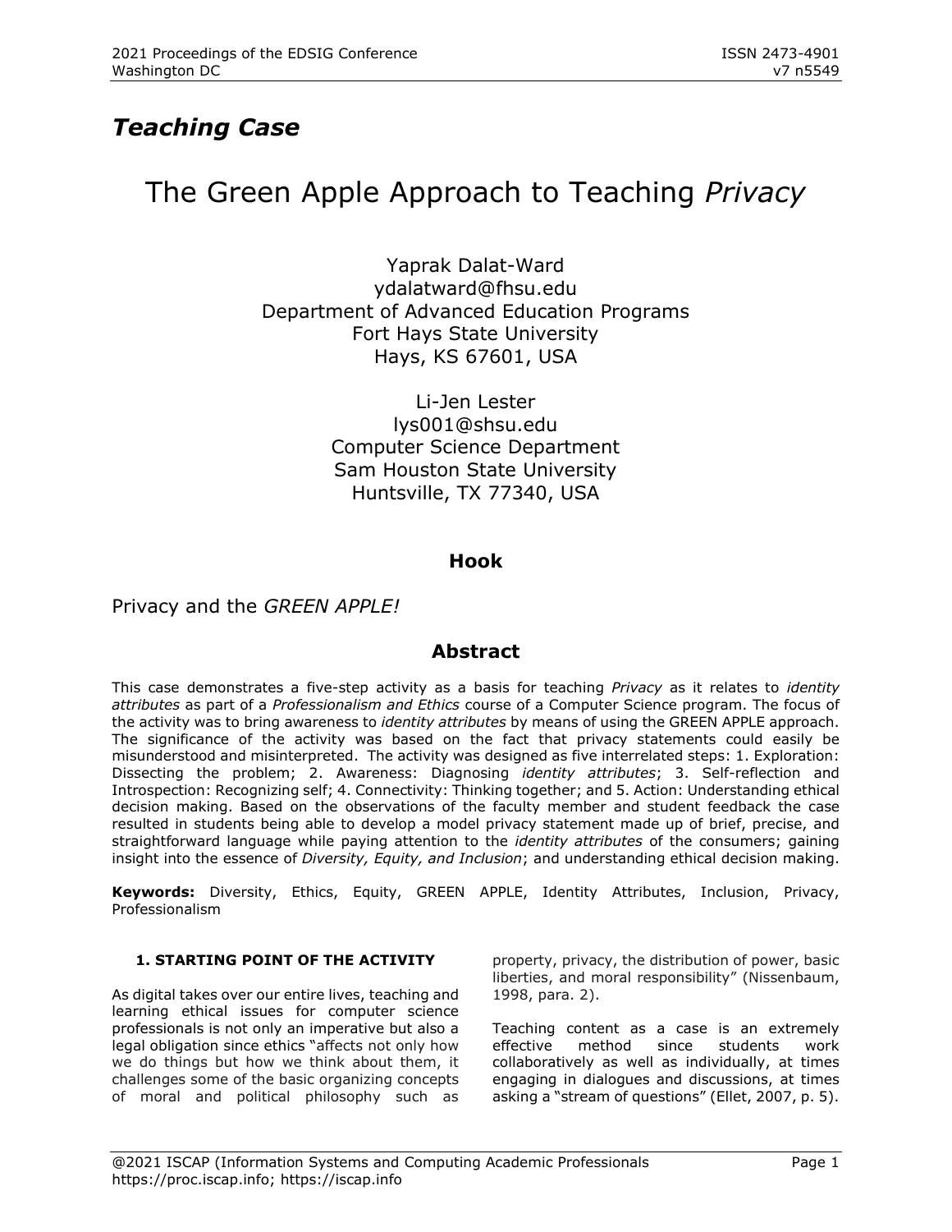*Teaching Case*

# The Green Apple Approach to Teaching *Privacy*

Yaprak Dalat-Ward
ydalatward@fhsu.edu
Department of Advanced Education Programs
Fort Hays State University
Hays, KS 67601, USA

Li-Jen Lester
lys001@shsu.edu
Computer Science Department
Sam Houston State University
Huntsville, TX 77340, USA

## Hook

Privacy and the *GREEN APPLE!*

## Abstract

This case demonstrates a five-step activity as a basis for teaching *Privacy* as it relates to *identity attributes* as part of a *Professionalism and Ethics* course of a Computer Science program. The focus of the activity was to bring awareness to *identity attributes* by means of using the GREEN APPLE approach. The significance of the activity was based on the fact that privacy statements could easily be misunderstood and misinterpreted. The activity was designed as five interrelated steps: 1. Exploration: Dissecting the problem; 2. Awareness: Diagnosing *identity attributes*; 3. Self-reflection and Introspection: Recognizing self; 4. Connectivity: Thinking together; and 5. Action: Understanding ethical decision making. Based on the observations of the faculty member and student feedback the case resulted in students being able to develop a model privacy statement made up of brief, precise, and straightforward language while paying attention to the *identity attributes* of the consumers; gaining insight into the essence of *Diversity, Equity, and Inclusion*; and understanding ethical decision making.

**Keywords:** Diversity, Ethics, Equity, GREEN APPLE, Identity Attributes, Inclusion, Privacy, Professionalism

### 1. STARTING POINT OF THE ACTIVITY

As digital takes over our entire lives, teaching and learning ethical issues for computer science professionals is not only an imperative but also a legal obligation since ethics "affects not only how we do things but how we think about them, it challenges some of the basic organizing concepts of moral and political philosophy such as property, privacy, the distribution of power, basic liberties, and moral responsibility" (Nissenbaum, 1998, para. 2).

Teaching content as a case is an extremely effective method since students work collaboratively as well as individually, at times engaging in dialogues and discussions, at times asking a "stream of questions" (Ellet, 2007, p. 5).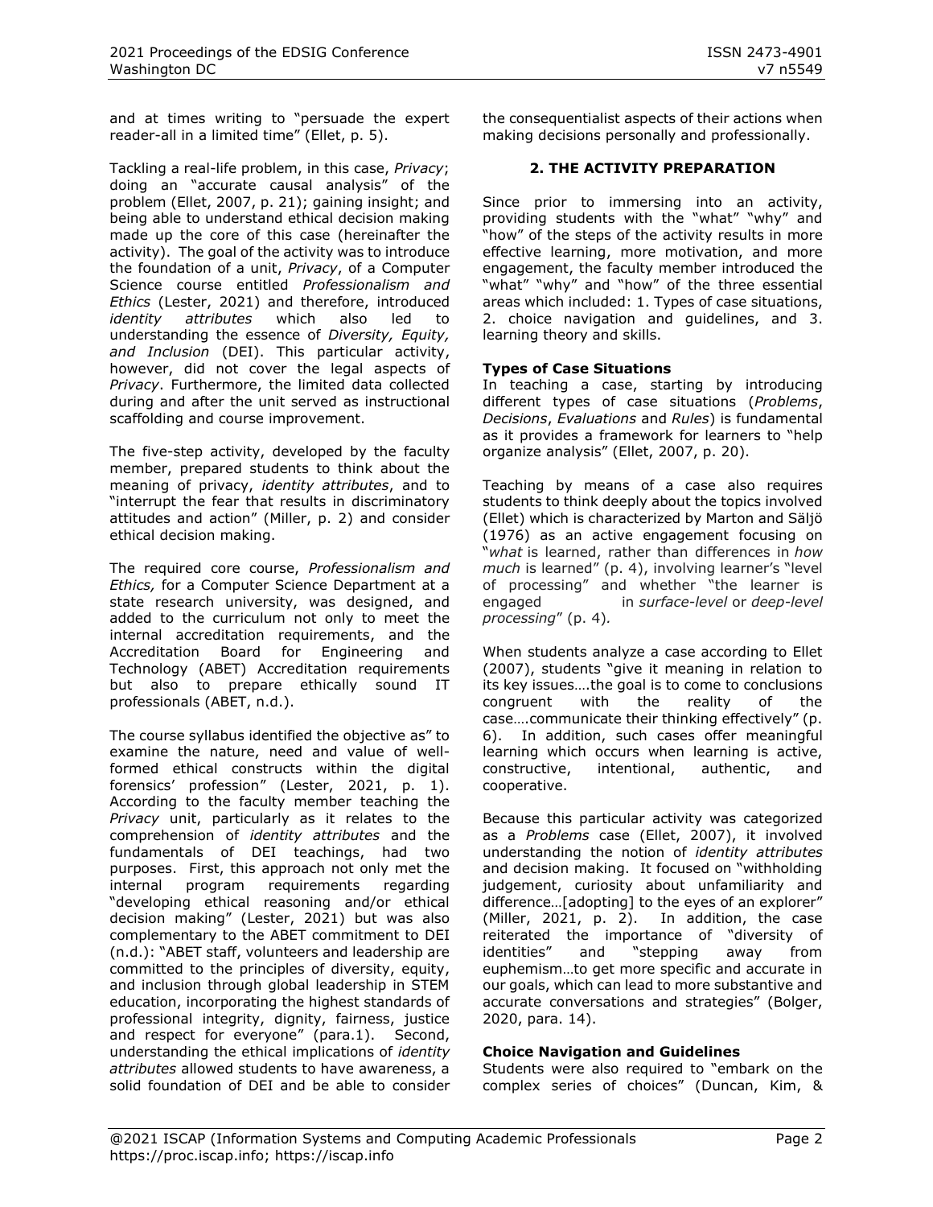and at times writing to "persuade the expert reader-all in a limited time" (Ellet, p. 5).

Tackling a real-life problem, in this case, *Privacy*; doing an "accurate causal analysis" of the problem (Ellet, 2007, p. 21); gaining insight; and being able to understand ethical decision making made up the core of this case (hereinafter the activity). The goal of the activity was to introduce the foundation of a unit, *Privacy*, of a Computer Science course entitled *Professionalism and Ethics* (Lester, 2021) and therefore, introduced *identity attributes* which also led to understanding the essence of *Diversity, Equity, and Inclusion* (DEI). This particular activity, however, did not cover the legal aspects of *Privacy*. Furthermore, the limited data collected during and after the unit served as instructional scaffolding and course improvement.

The five-step activity, developed by the faculty member, prepared students to think about the meaning of privacy, *identity attributes*, and to "interrupt the fear that results in discriminatory attitudes and action" (Miller, p. 2) and consider ethical decision making.

The required core course, *Professionalism and Ethics,* for a Computer Science Department at a state research university, was designed, and added to the curriculum not only to meet the internal accreditation requirements, and the Accreditation Board for Engineering and Technology (ABET) Accreditation requirements but also to prepare ethically sound IT professionals (ABET, n.d.).

The course syllabus identified the objective as" to examine the nature, need and value of well-formed ethical constructs within the digital forensics' profession" (Lester, 2021, p. 1). According to the faculty member teaching the *Privacy* unit, particularly as it relates to the comprehension of *identity attributes* and the fundamentals of DEI teachings, had two purposes. First, this approach not only met the internal program requirements regarding "developing ethical reasoning and/or ethical decision making" (Lester, 2021) but was also complementary to the ABET commitment to DEI (n.d.): "ABET staff, volunteers and leadership are committed to the principles of diversity, equity, and inclusion through global leadership in STEM education, incorporating the highest standards of professional integrity, dignity, fairness, justice and respect for everyone" (para.1). Second, understanding the ethical implications of *identity attributes* allowed students to have awareness, a solid foundation of DEI and be able to consider the consequentialist aspects of their actions when making decisions personally and professionally.

## 2. THE ACTIVITY PREPARATION

Since prior to immersing into an activity, providing students with the "what" "why" and "how" of the steps of the activity results in more effective learning, more motivation, and more engagement, the faculty member introduced the "what" "why" and "how" of the three essential areas which included: 1. Types of case situations, 2. choice navigation and guidelines, and 3. learning theory and skills.

### Types of Case Situations

In teaching a case, starting by introducing different types of case situations (*Problems*, *Decisions*, *Evaluations* and *Rules*) is fundamental as it provides a framework for learners to "help organize analysis" (Ellet, 2007, p. 20).

Teaching by means of a case also requires students to think deeply about the topics involved (Ellet) which is characterized by Marton and Säljö (1976) as an active engagement focusing on "*what* is learned, rather than differences in *how much* is learned" (p. 4), involving learner's "level of processing" and whether "the learner is engaged in *surface-level* or *deep-level processing*" (p. 4).

When students analyze a case according to Ellet (2007), students "give it meaning in relation to its key issues….the goal is to come to conclusions congruent with the reality of the case….communicate their thinking effectively" (p. 6). In addition, such cases offer meaningful learning which occurs when learning is active, constructive, intentional, authentic, and cooperative.

Because this particular activity was categorized as a *Problems* case (Ellet, 2007), it involved understanding the notion of *identity attributes* and decision making. It focused on "withholding judgement, curiosity about unfamiliarity and difference…[adopting] to the eyes of an explorer" (Miller, 2021, p. 2). In addition, the case reiterated the importance of "diversity of identities" and "stepping away from euphemism…to get more specific and accurate in our goals, which can lead to more substantive and accurate conversations and strategies" (Bolger, 2020, para. 14).

### Choice Navigation and Guidelines

Students were also required to "embark on the complex series of choices" (Duncan, Kim, &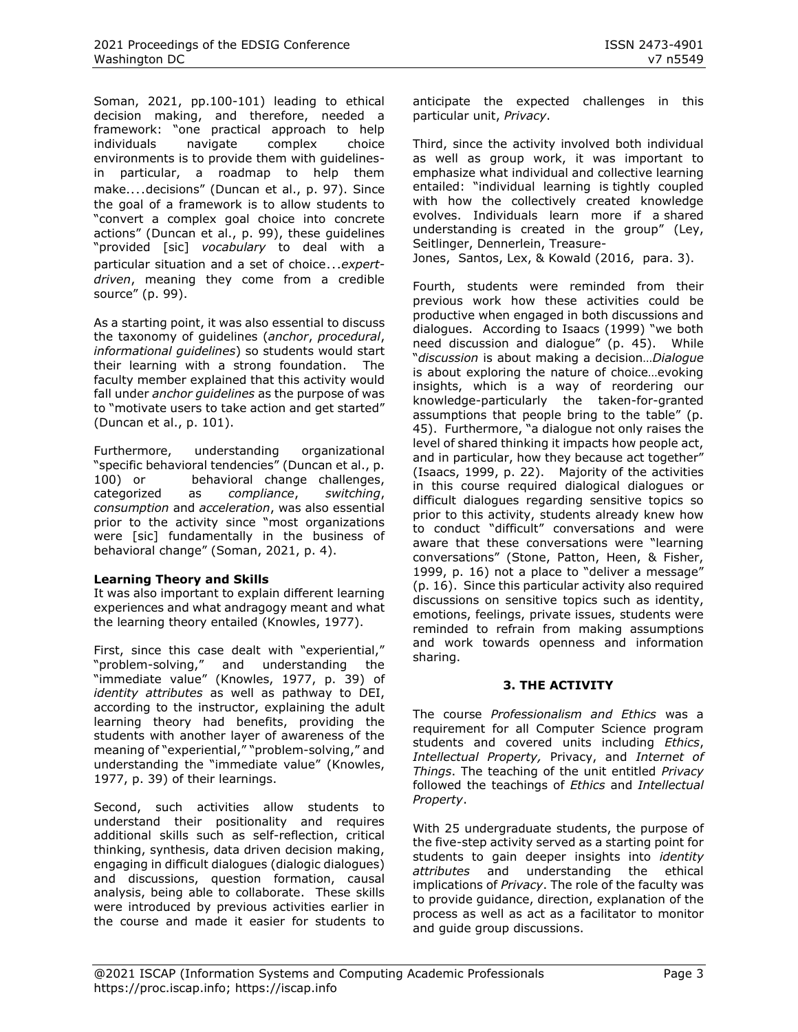Soman, 2021, pp.100-101) leading to ethical decision making, and therefore, needed a framework: "one practical approach to help individuals navigate complex choice environments is to provide them with guidelines-in particular, a roadmap to help them make....decisions" (Duncan et al., p. 97). Since the goal of a framework is to allow students to "convert a complex goal choice into concrete actions" (Duncan et al., p. 99), these guidelines "provided [sic] *vocabulary* to deal with a particular situation and a set of choice...*expert-driven*, meaning they come from a credible source" (p. 99).

As a starting point, it was also essential to discuss the taxonomy of guidelines (*anchor*, *procedural*, *informational guidelines*) so students would start their learning with a strong foundation. The faculty member explained that this activity would fall under *anchor guidelines* as the purpose of was to "motivate users to take action and get started" (Duncan et al., p. 101).

Furthermore, understanding organizational "specific behavioral tendencies" (Duncan et al., p. 100) or behavioral change challenges, categorized as *compliance*, *switching*, *consumption* and *acceleration*, was also essential prior to the activity since "most organizations were [sic] fundamentally in the business of behavioral change" (Soman, 2021, p. 4).

**Learning Theory and Skills**

It was also important to explain different learning experiences and what andragogy meant and what the learning theory entailed (Knowles, 1977).

First, since this case dealt with "experiential," "problem-solving," and understanding the "immediate value" (Knowles, 1977, p. 39) of *identity attributes* as well as pathway to DEI, according to the instructor, explaining the adult learning theory had benefits, providing the students with another layer of awareness of the meaning of "experiential," "problem-solving," and understanding the "immediate value" (Knowles, 1977, p. 39) of their learnings.

Second, such activities allow students to understand their positionality and requires additional skills such as self-reflection, critical thinking, synthesis, data driven decision making, engaging in difficult dialogues (dialogic dialogues) and discussions, question formation, causal analysis, being able to collaborate. These skills were introduced by previous activities earlier in the course and made it easier for students to anticipate the expected challenges in this particular unit, *Privacy*.

Third, since the activity involved both individual as well as group work, it was important to emphasize what individual and collective learning entailed: "individual learning is tightly coupled with how the collectively created knowledge evolves. Individuals learn more if a shared understanding is created in the group" (Ley, Seitlinger, Dennerlein, Treasure-Jones, Santos, Lex, & Kowald (2016, para. 3).

Fourth, students were reminded from their previous work how these activities could be productive when engaged in both discussions and dialogues. According to Isaacs (1999) "we both need discussion and dialogue" (p. 45). While "*discussion* is about making a decision…*Dialogue* is about exploring the nature of choice…evoking insights, which is a way of reordering our knowledge-particularly the taken-for-granted assumptions that people bring to the table" (p. 45). Furthermore, "a dialogue not only raises the level of shared thinking it impacts how people act, and in particular, how they because act together" (Isaacs, 1999, p. 22). Majority of the activities in this course required dialogical dialogues or difficult dialogues regarding sensitive topics so prior to this activity, students already knew how to conduct "difficult" conversations and were aware that these conversations were "learning conversations" (Stone, Patton, Heen, & Fisher, 1999, p. 16) not a place to "deliver a message" (p. 16). Since this particular activity also required discussions on sensitive topics such as identity, emotions, feelings, private issues, students were reminded to refrain from making assumptions and work towards openness and information sharing.

## 3. THE ACTIVITY

The course *Professionalism and Ethics* was a requirement for all Computer Science program students and covered units including *Ethics*, *Intellectual Property,* Privacy, and *Internet of Things*. The teaching of the unit entitled *Privacy* followed the teachings of *Ethics* and *Intellectual Property*.

With 25 undergraduate students, the purpose of the five-step activity served as a starting point for students to gain deeper insights into *identity attributes* and understanding the ethical implications of *Privacy*. The role of the faculty was to provide guidance, direction, explanation of the process as well as act as a facilitator to monitor and guide group discussions.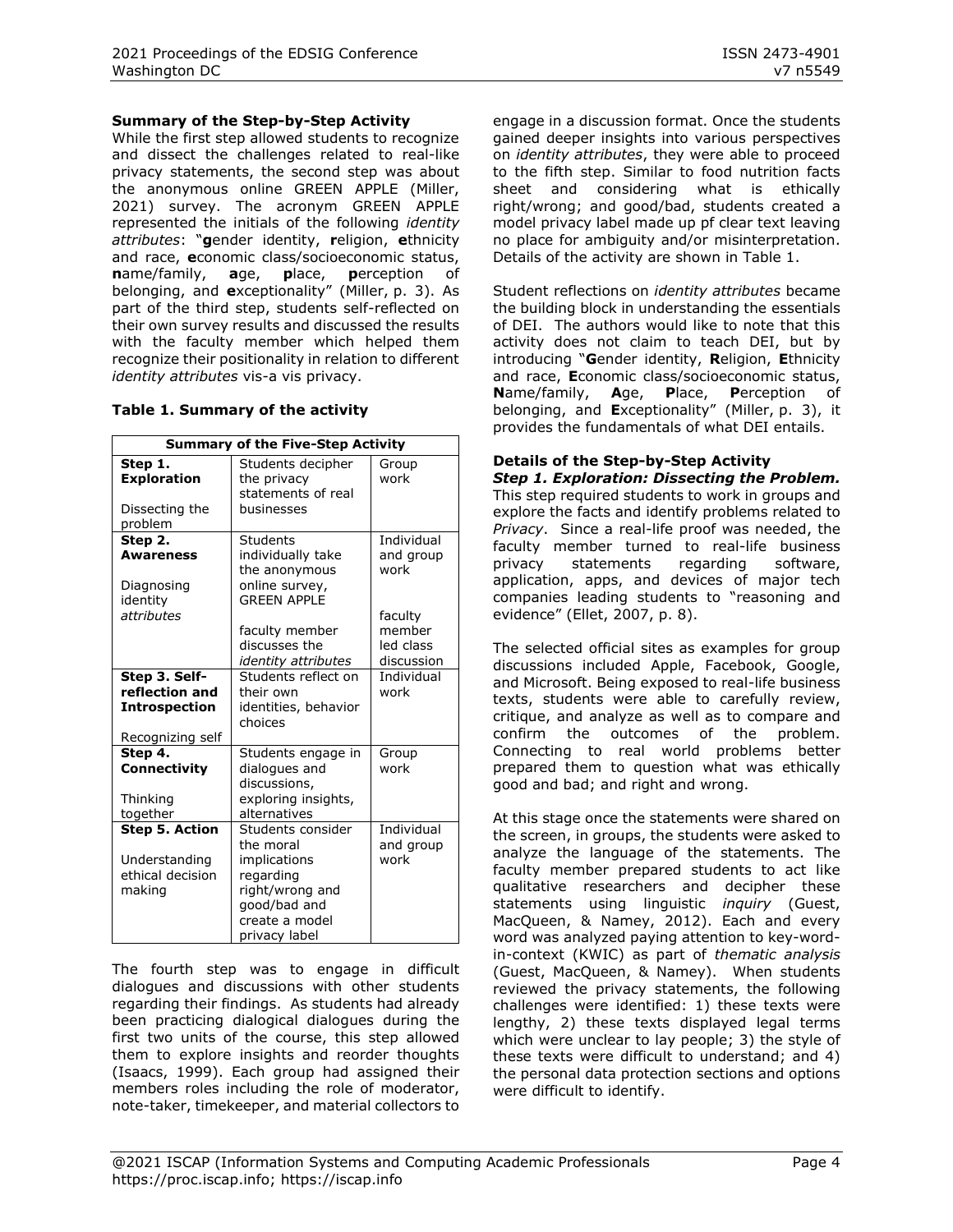### Summary of the Step-by-Step Activity

While the first step allowed students to recognize and dissect the challenges related to real-like privacy statements, the second step was about the anonymous online GREEN APPLE (Miller, 2021) survey. The acronym GREEN APPLE represented the initials of the following *identity attributes*: "**g**ender identity, **r**eligion, **e**thnicity and race, **e**conomic class/socioeconomic status, **n**ame/family, **a**ge, **p**lace, **p**erception of belonging, and **e**xceptionality" (Miller, p. 3). As part of the third step, students self-reflected on their own survey results and discussed the results with the faculty member which helped them recognize their positionality in relation to different *identity attributes* vis-a vis privacy.

**Table 1. Summary of the activity**

| Summary of the Five-Step Activity | | |
|---|---|---|
| **Step 1. Exploration**<br><br>Dissecting the problem | Students decipher the privacy statements of real businesses | Group work |
| **Step 2. Awareness**<br><br>Diagnosing identity *attributes* | Students individually take the anonymous online survey, GREEN APPLE<br><br>faculty member discusses the *identity attributes* | Individual and group work<br><br>faculty member led class discussion |
| **Step 3. Self-reflection and Introspection**<br><br>Recognizing self | Students reflect on their own identities, behavior choices | Individual work |
| **Step 4. Connectivity**<br><br>Thinking together | Students engage in dialogues and discussions, exploring insights, alternatives | Group work |
| **Step 5. Action**<br><br>Understanding ethical decision making | Students consider the moral implications regarding right/wrong and good/bad and create a model privacy label | Individual and group work |

The fourth step was to engage in difficult dialogues and discussions with other students regarding their findings. As students had already been practicing dialogical dialogues during the first two units of the course, this step allowed them to explore insights and reorder thoughts (Isaacs, 1999). Each group had assigned their members roles including the role of moderator, note-taker, timekeeper, and material collectors to engage in a discussion format. Once the students gained deeper insights into various perspectives on *identity attributes*, they were able to proceed to the fifth step. Similar to food nutrition facts sheet and considering what is ethically right/wrong; and good/bad, students created a model privacy label made up pf clear text leaving no place for ambiguity and/or misinterpretation. Details of the activity are shown in Table 1.

Student reflections on *identity attributes* became the building block in understanding the essentials of DEI. The authors would like to note that this activity does not claim to teach DEI, but by introducing "**G**ender identity, **R**eligion, **E**thnicity and race, **E**conomic class/socioeconomic status, **N**ame/family, **A**ge, **P**lace, **P**erception of belonging, and **E**xceptionality" (Miller, p. 3), it provides the fundamentals of what DEI entails.

### Details of the Step-by-Step Activity

***Step 1. Exploration: Dissecting the Problem.*** This step required students to work in groups and explore the facts and identify problems related to *Privacy*. Since a real-life proof was needed, the faculty member turned to real-life business privacy statements regarding software, application, apps, and devices of major tech companies leading students to "reasoning and evidence" (Ellet, 2007, p. 8).

The selected official sites as examples for group discussions included Apple, Facebook, Google, and Microsoft. Being exposed to real-life business texts, students were able to carefully review, critique, and analyze as well as to compare and confirm the outcomes of the problem. Connecting to real world problems better prepared them to question what was ethically good and bad; and right and wrong.

At this stage once the statements were shared on the screen, in groups, the students were asked to analyze the language of the statements. The faculty member prepared students to act like qualitative researchers and decipher these statements using linguistic *inquiry* (Guest, MacQueen, & Namey, 2012). Each and every word was analyzed paying attention to key-word-in-context (KWIC) as part of *thematic analysis* (Guest, MacQueen, & Namey). When students reviewed the privacy statements, the following challenges were identified: 1) these texts were lengthy, 2) these texts displayed legal terms which were unclear to lay people; 3) the style of these texts were difficult to understand; and 4) the personal data protection sections and options were difficult to identify.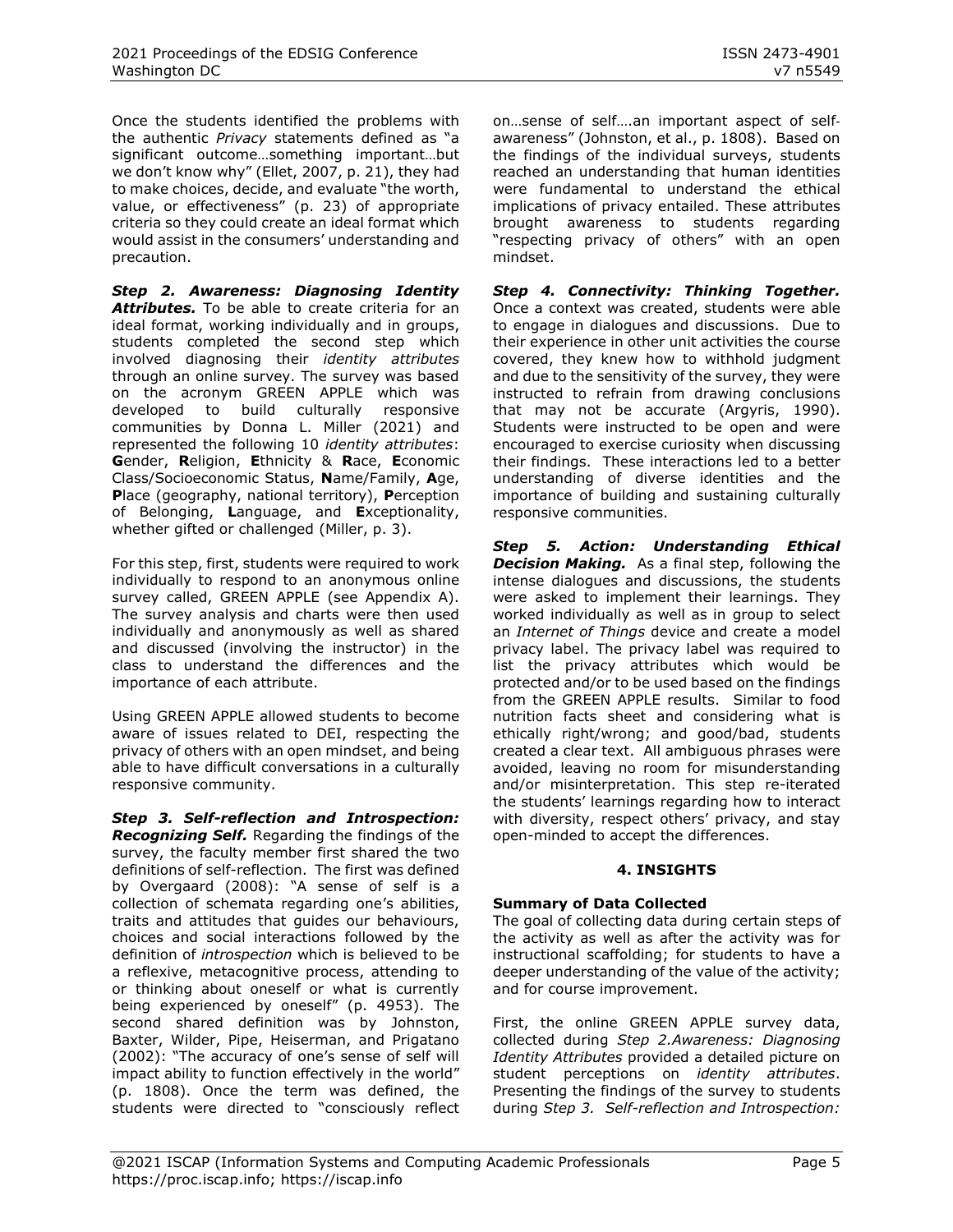Once the students identified the problems with the authentic *Privacy* statements defined as "a significant outcome…something important…but we don't know why" (Ellet, 2007, p. 21), they had to make choices, decide, and evaluate "the worth, value, or effectiveness" (p. 23) of appropriate criteria so they could create an ideal format which would assist in the consumers' understanding and precaution.

***Step 2. Awareness: Diagnosing Identity Attributes.*** To be able to create criteria for an ideal format, working individually and in groups, students completed the second step which involved diagnosing their *identity attributes* through an online survey. The survey was based on the acronym GREEN APPLE which was developed to build culturally responsive communities by Donna L. Miller (2021) and represented the following 10 *identity attributes*: **G**ender, **R**eligion, **E**thnicity & **R**ace, **E**conomic Class/Socioeconomic Status, **N**ame/Family, **A**ge, **P**lace (geography, national territory), **P**erception of Belonging, **L**anguage, and **E**xceptionality, whether gifted or challenged (Miller, p. 3).

For this step, first, students were required to work individually to respond to an anonymous online survey called, GREEN APPLE (see Appendix A). The survey analysis and charts were then used individually and anonymously as well as shared and discussed (involving the instructor) in the class to understand the differences and the importance of each attribute.

Using GREEN APPLE allowed students to become aware of issues related to DEI, respecting the privacy of others with an open mindset, and being able to have difficult conversations in a culturally responsive community.

***Step 3. Self-reflection and Introspection: Recognizing Self.*** Regarding the findings of the survey, the faculty member first shared the two definitions of self-reflection. The first was defined by Overgaard (2008): "A sense of self is a collection of schemata regarding one's abilities, traits and attitudes that guides our behaviours, choices and social interactions followed by the definition of *introspection* which is believed to be a reflexive, metacognitive process, attending to or thinking about oneself or what is currently being experienced by oneself" (p. 4953). The second shared definition was by Johnston, Baxter, Wilder, Pipe, Heiserman, and Prigatano (2002): "The accuracy of one's sense of self will impact ability to function effectively in the world" (p. 1808). Once the term was defined, the students were directed to "consciously reflect on…sense of self….an important aspect of self-awareness" (Johnston, et al., p. 1808). Based on the findings of the individual surveys, students reached an understanding that human identities were fundamental to understand the ethical implications of privacy entailed. These attributes brought awareness to students regarding "respecting privacy of others" with an open mindset.

***Step 4. Connectivity: Thinking Together.*** Once a context was created, students were able to engage in dialogues and discussions. Due to their experience in other unit activities the course covered, they knew how to withhold judgment and due to the sensitivity of the survey, they were instructed to refrain from drawing conclusions that may not be accurate (Argyris, 1990). Students were instructed to be open and were encouraged to exercise curiosity when discussing their findings. These interactions led to a better understanding of diverse identities and the importance of building and sustaining culturally responsive communities.

***Step 5. Action: Understanding Ethical Decision Making.*** As a final step, following the intense dialogues and discussions, the students were asked to implement their learnings. They worked individually as well as in group to select an *Internet of Things* device and create a model privacy label. The privacy label was required to list the privacy attributes which would be protected and/or to be used based on the findings from the GREEN APPLE results. Similar to food nutrition facts sheet and considering what is ethically right/wrong; and good/bad, students created a clear text. All ambiguous phrases were avoided, leaving no room for misunderstanding and/or misinterpretation. This step re-iterated the students' learnings regarding how to interact with diversity, respect others' privacy, and stay open-minded to accept the differences.

## 4. INSIGHTS

### Summary of Data Collected

The goal of collecting data during certain steps of the activity as well as after the activity was for instructional scaffolding; for students to have a deeper understanding of the value of the activity; and for course improvement.

First, the online GREEN APPLE survey data, collected during *Step 2.Awareness: Diagnosing Identity Attributes* provided a detailed picture on student perceptions on *identity attributes*. Presenting the findings of the survey to students during *Step 3. Self-reflection and Introspection:*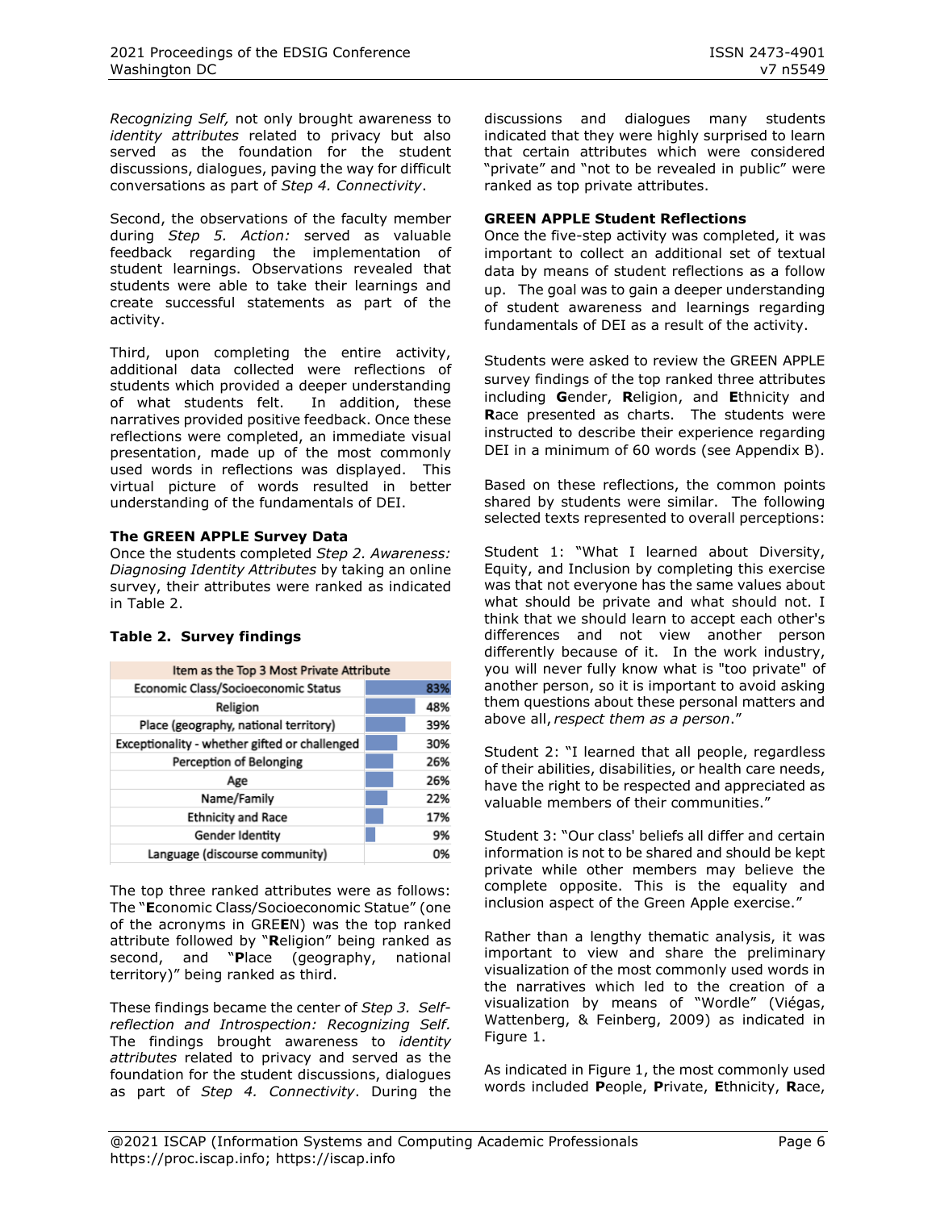*Recognizing Self,* not only brought awareness to *identity attributes* related to privacy but also served as the foundation for the student discussions, dialogues, paving the way for difficult conversations as part of *Step 4. Connectivity*.

Second, the observations of the faculty member during *Step 5. Action:* served as valuable feedback regarding the implementation of student learnings. Observations revealed that students were able to take their learnings and create successful statements as part of the activity.

Third, upon completing the entire activity, additional data collected were reflections of students which provided a deeper understanding of what students felt. In addition, these narratives provided positive feedback. Once these reflections were completed, an immediate visual presentation, made up of the most commonly used words in reflections was displayed. This virtual picture of words resulted in better understanding of the fundamentals of DEI.

**The GREEN APPLE Survey Data**

Once the students completed *Step 2. Awareness: Diagnosing Identity Attributes* by taking an online survey, their attributes were ranked as indicated in Table 2.

**Table 2. Survey findings**

| Item as the Top 3 Most Private Attribute | |
|---|---|
| Economic Class/Socioeconomic Status | 83% |
| Religion | 48% |
| Place (geography, national territory) | 39% |
| Exceptionality - whether gifted or challenged | 30% |
| Perception of Belonging | 26% |
| Age | 26% |
| Name/Family | 22% |
| Ethnicity and Race | 17% |
| Gender Identity | 9% |
| Language (discourse community) | 0% |

The top three ranked attributes were as follows: The "**E**conomic Class/Socioeconomic Statue" (one of the acronyms in GRE**E**N) was the top ranked attribute followed by "**R**eligion" being ranked as second, and "**P**lace (geography, national territory)" being ranked as third.

These findings became the center of *Step 3. Self-reflection and Introspection: Recognizing Self.* The findings brought awareness to *identity attributes* related to privacy and served as the foundation for the student discussions, dialogues as part of *Step 4. Connectivity*. During the discussions and dialogues many students indicated that they were highly surprised to learn that certain attributes which were considered "private" and "not to be revealed in public" were ranked as top private attributes.

**GREEN APPLE Student Reflections**

Once the five-step activity was completed, it was important to collect an additional set of textual data by means of student reflections as a follow up. The goal was to gain a deeper understanding of student awareness and learnings regarding fundamentals of DEI as a result of the activity.

Students were asked to review the GREEN APPLE survey findings of the top ranked three attributes including **G**ender, **R**eligion, and **E**thnicity and **R**ace presented as charts. The students were instructed to describe their experience regarding DEI in a minimum of 60 words (see Appendix B).

Based on these reflections, the common points shared by students were similar. The following selected texts represented to overall perceptions:

Student 1: "What I learned about Diversity, Equity, and Inclusion by completing this exercise was that not everyone has the same values about what should be private and what should not. I think that we should learn to accept each other's differences and not view another person differently because of it. In the work industry, you will never fully know what is "too private" of another person, so it is important to avoid asking them questions about these personal matters and above all, *respect them as a person*."

Student 2: "I learned that all people, regardless of their abilities, disabilities, or health care needs, have the right to be respected and appreciated as valuable members of their communities."

Student 3: "Our class' beliefs all differ and certain information is not to be shared and should be kept private while other members may believe the complete opposite. This is the equality and inclusion aspect of the Green Apple exercise."

Rather than a lengthy thematic analysis, it was important to view and share the preliminary visualization of the most commonly used words in the narratives which led to the creation of a visualization by means of "Wordle" (Viégas, Wattenberg, & Feinberg, 2009) as indicated in Figure 1.

As indicated in Figure 1, the most commonly used words included **P**eople, **P**rivate, **E**thnicity, **R**ace,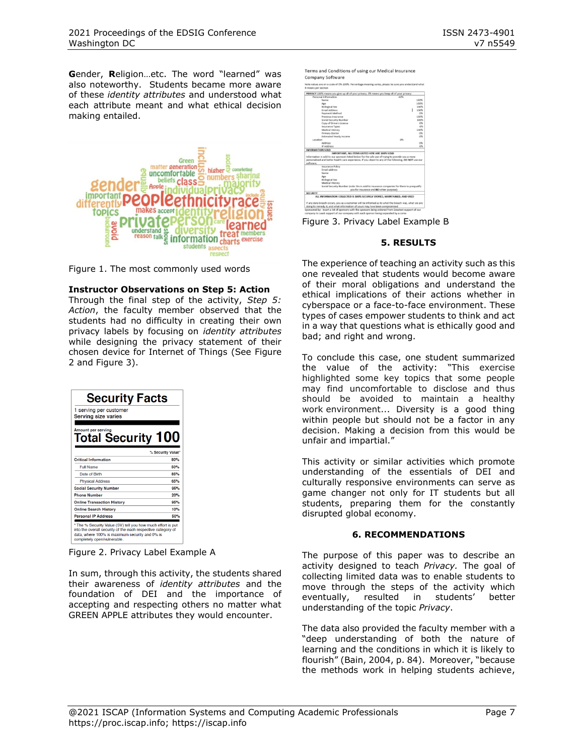**G**ender, **R**eligion…etc. The word "learned" was also noteworthy. Students became more aware of these *identity attributes* and understood what each attribute meant and what ethical decision making entailed.

Figure 1. The most commonly used words

**Instructor Observations on Step 5: Action**

Through the final step of the activity, *Step 5: Action*, the faculty member observed that the students had no difficulty in creating their own privacy labels by focusing on *identity attributes* while designing the privacy statement of their chosen device for Internet of Things (See Figure 2 and Figure 3).

**Security Facts**

1 serving per customer
Serving size varies

Amount per serving
**Total Security 100**

| | % Security Value* |
|---|---|
| **Critical Information** | 80% |
| Full Name | 50% |
| Date of Birth | 85% |
| Physical Address | 65% |
| **Social Security Number** | 95% |
| **Phone Number** | 20% |
| **Online Transaction History** | 95% |
| **Online Search History** | 10% |
| **Personal IP Address** | 50% |

\* The % Security Value (SV) tell you how much effort is put into the overall security of the each respective category of data, where 100% is maximum security and 0% is completely open/vulnerable.

Figure 2. Privacy Label Example A

In sum, through this activity, the students shared their awareness of *identity attributes* and the foundation of DEI and the importance of accepting and respecting others no matter what GREEN APPLE attributes they would encounter.

Figure 3. Privacy Label Example B

## 5. RESULTS

The experience of teaching an activity such as this one revealed that students would become aware of their moral obligations and understand the ethical implications of their actions whether in cyberspace or a face-to-face environment. These types of cases empower students to think and act in a way that questions what is ethically good and bad; and right and wrong.

To conclude this case, one student summarized the value of the activity: "This exercise highlighted some key topics that some people may find uncomfortable to disclose and thus should be avoided to maintain a healthy work environment... Diversity is a good thing within people but should not be a factor in any decision. Making a decision from this would be unfair and impartial."

This activity or similar activities which promote understanding of the essentials of DEI and culturally responsive environments can serve as game changer not only for IT students but all students, preparing them for the constantly disrupted global economy.

## 6. RECOMMENDATIONS

The purpose of this paper was to describe an activity designed to teach *Privacy.* The goal of collecting limited data was to enable students to move through the steps of the activity which eventually, resulted in students' better understanding of the topic *Privacy*.

The data also provided the faculty member with a "deep understanding of both the nature of learning and the conditions in which it is likely to flourish" (Bain, 2004, p. 84). Moreover, "because the methods work in helping students achieve,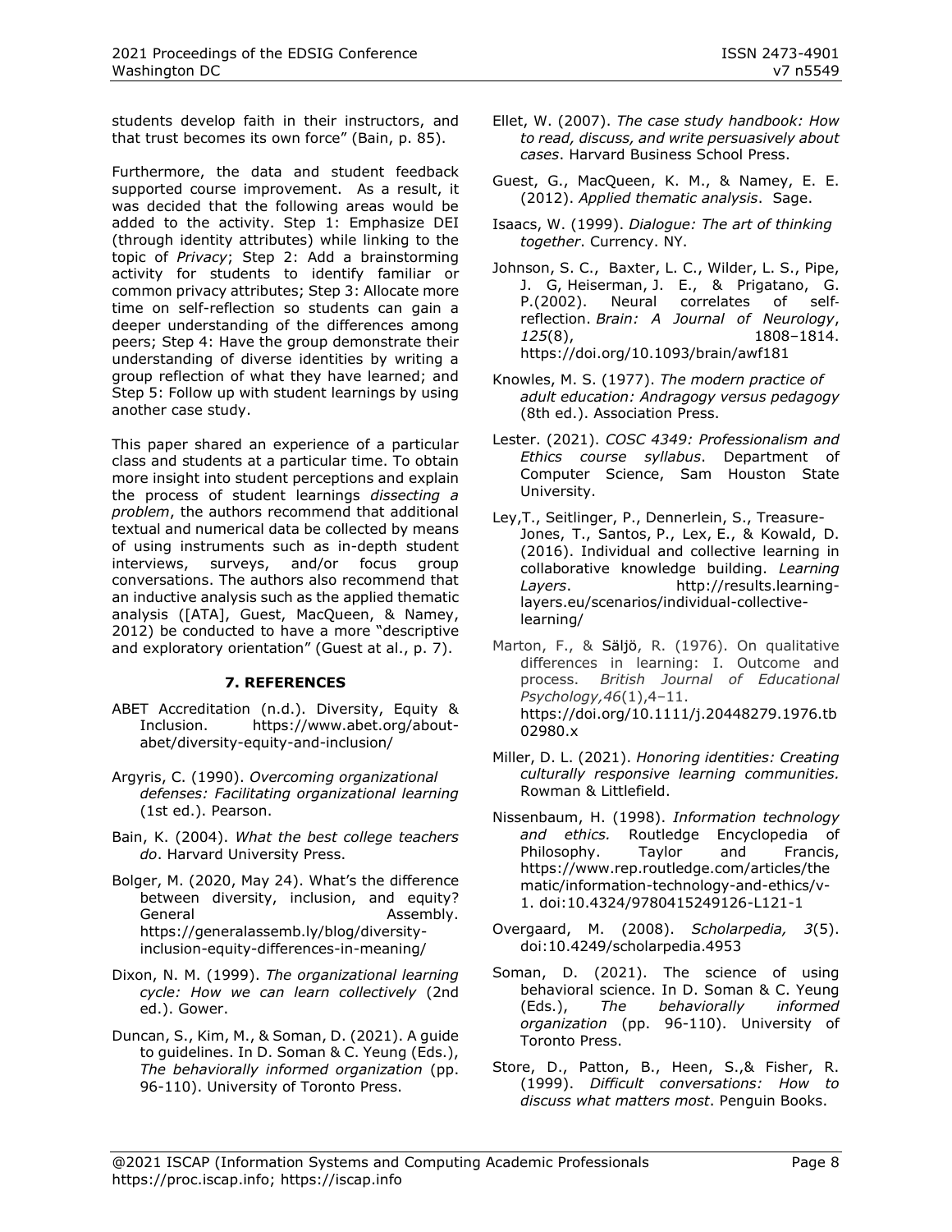students develop faith in their instructors, and that trust becomes its own force" (Bain, p. 85).

Furthermore, the data and student feedback supported course improvement. As a result, it was decided that the following areas would be added to the activity. Step 1: Emphasize DEI (through identity attributes) while linking to the topic of *Privacy*; Step 2: Add a brainstorming activity for students to identify familiar or common privacy attributes; Step 3: Allocate more time on self-reflection so students can gain a deeper understanding of the differences among peers; Step 4: Have the group demonstrate their understanding of diverse identities by writing a group reflection of what they have learned; and Step 5: Follow up with student learnings by using another case study.

This paper shared an experience of a particular class and students at a particular time. To obtain more insight into student perceptions and explain the process of student learnings *dissecting a problem*, the authors recommend that additional textual and numerical data be collected by means of using instruments such as in-depth student interviews, surveys, and/or focus group conversations. The authors also recommend that an inductive analysis such as the applied thematic analysis ([ATA], Guest, MacQueen, & Namey, 2012) be conducted to have a more "descriptive and exploratory orientation" (Guest at al., p. 7).

## 7. REFERENCES

ABET Accreditation (n.d.). Diversity, Equity & Inclusion. https://www.abet.org/about-abet/diversity-equity-and-inclusion/

Argyris, C. (1990). *Overcoming organizational defenses: Facilitating organizational learning* (1st ed.). Pearson.

Bain, K. (2004). *What the best college teachers do*. Harvard University Press.

Bolger, M. (2020, May 24). What's the difference between diversity, inclusion, and equity? General Assembly. https://generalassemb.ly/blog/diversity-inclusion-equity-differences-in-meaning/

Dixon, N. M. (1999). *The organizational learning cycle: How we can learn collectively* (2nd ed.). Gower.

Duncan, S., Kim, M., & Soman, D. (2021). A guide to guidelines. In D. Soman & C. Yeung (Eds.), *The behaviorally informed organization* (pp. 96-110). University of Toronto Press.

Ellet, W. (2007). *The case study handbook: How to read, discuss, and write persuasively about cases*. Harvard Business School Press.

Guest, G., MacQueen, K. M., & Namey, E. E. (2012). *Applied thematic analysis*. Sage.

Isaacs, W. (1999). *Dialogue: The art of thinking together*. Currency. NY.

Johnson, S. C., Baxter, L. C., Wilder, L. S., Pipe, J. G, Heiserman, J. E., & Prigatano, G. P.(2002). Neural correlates of self-reflection. *Brain: A Journal of Neurology*, *125*(8), 1808–1814. https://doi.org/10.1093/brain/awf181

Knowles, M. S. (1977). *The modern practice of adult education: Andragogy versus pedagogy* (8th ed.). Association Press.

Lester. (2021). *COSC 4349: Professionalism and Ethics course syllabus*. Department of Computer Science, Sam Houston State University.

Ley,T., Seitlinger, P., Dennerlein, S., Treasure-Jones, T., Santos, P., Lex, E., & Kowald, D. (2016). Individual and collective learning in collaborative knowledge building. *Learning Layers*. http://results.learning-layers.eu/scenarios/individual-collective-learning/

Marton, F., & Säljö, R. (1976). On qualitative differences in learning: I. Outcome and process. *British Journal of Educational Psychology,46*(1),4–11. https://doi.org/10.1111/j.20448279.1976.tb02980.x

Miller, D. L. (2021). *Honoring identities: Creating culturally responsive learning communities.* Rowman & Littlefield.

Nissenbaum, H. (1998). *Information technology and ethics.* Routledge Encyclopedia of Philosophy. Taylor and Francis, https://www.rep.routledge.com/articles/thematic/information-technology-and-ethics/v-1. doi:10.4324/9780415249126-L121-1

Overgaard, M. (2008). *Scholarpedia, 3*(5). doi:10.4249/scholarpedia.4953

Soman, D. (2021). The science of using behavioral science. In D. Soman & C. Yeung (Eds.), *The behaviorally informed organization* (pp. 96-110). University of Toronto Press.

Store, D., Patton, B., Heen, S.,& Fisher, R. (1999). *Difficult conversations: How to discuss what matters most*. Penguin Books.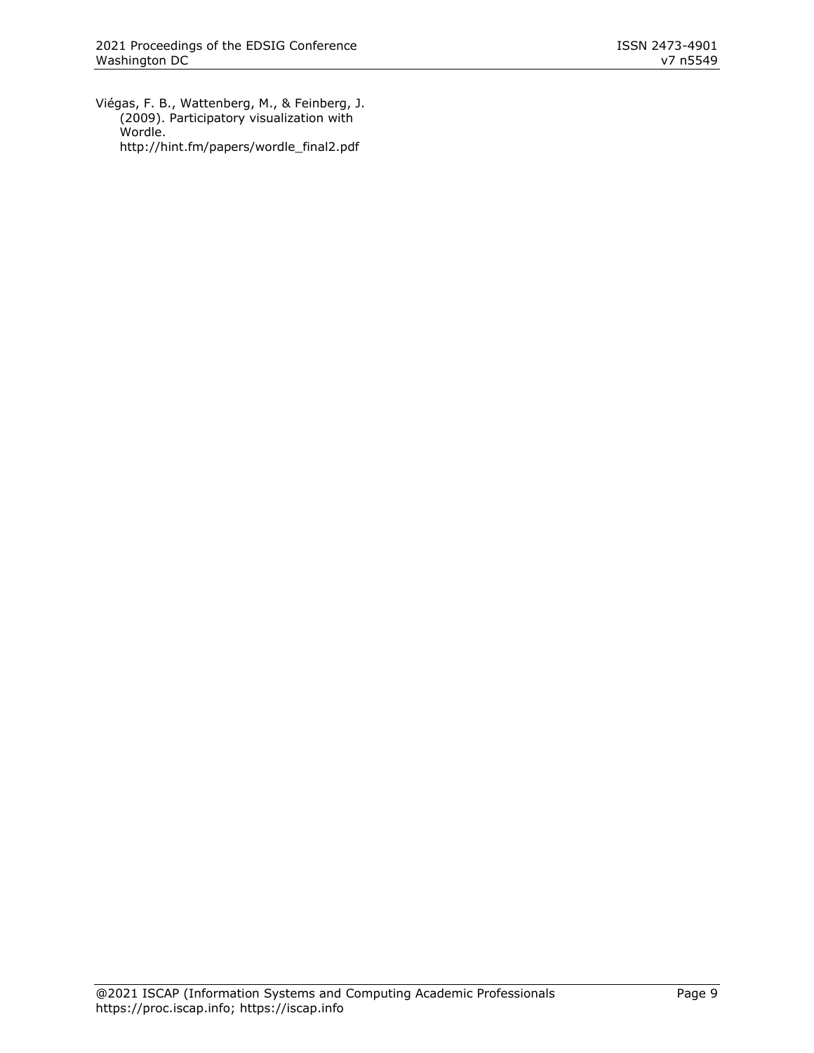Viégas, F. B., Wattenberg, M., & Feinberg, J. (2009). Participatory visualization with Wordle. http://hint.fm/papers/wordle_final2.pdf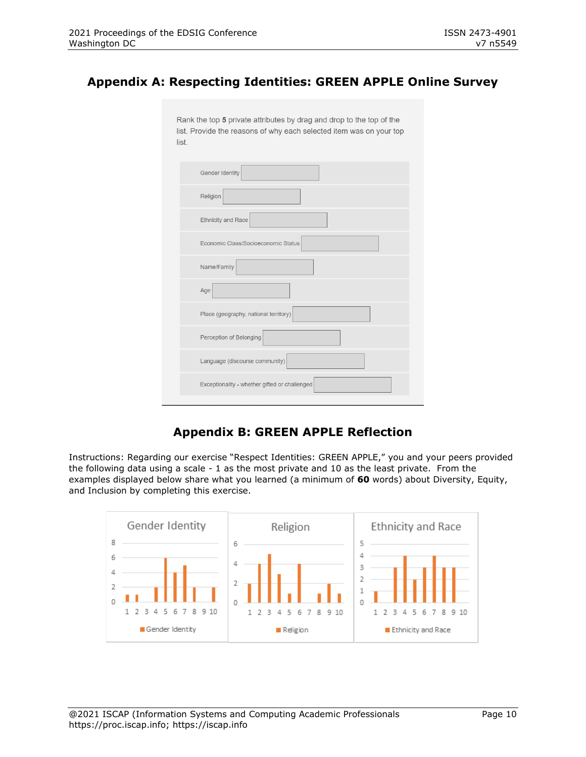## Appendix A: Respecting Identities: GREEN APPLE Online Survey

Rank the top **5** private attributes by drag and drop to the top of the list. Provide the reasons of why each selected item was on your top list.

Gender Identity

Religion

Ethnicity and Race

Economic Class/Socioeconomic Status

Name/Family

Age

Place (geography, national territory)

Perception of Belonging

Language (discourse community)

Exceptionality - whether gifted or challenged

## Appendix B: GREEN APPLE Reflection

Instructions: Regarding our exercise "Respect Identities: GREEN APPLE," you and your peers provided the following data using a scale - 1 as the most private and 10 as the least private. From the examples displayed below share what you learned (a minimum of **60** words) about Diversity, Equity, and Inclusion by completing this exercise.

Gender Identity

0 2 4 6 8

1 2 3 4 5 6 7 8 9 10

Gender Identity

Religion

0 2 4 6

1 2 3 4 5 6 7 8 9 10

Religion

Ethnicity and Race

0 1 2 3 4 5

1 2 3 4 5 6 7 8 9 10

Ethnicity and Race